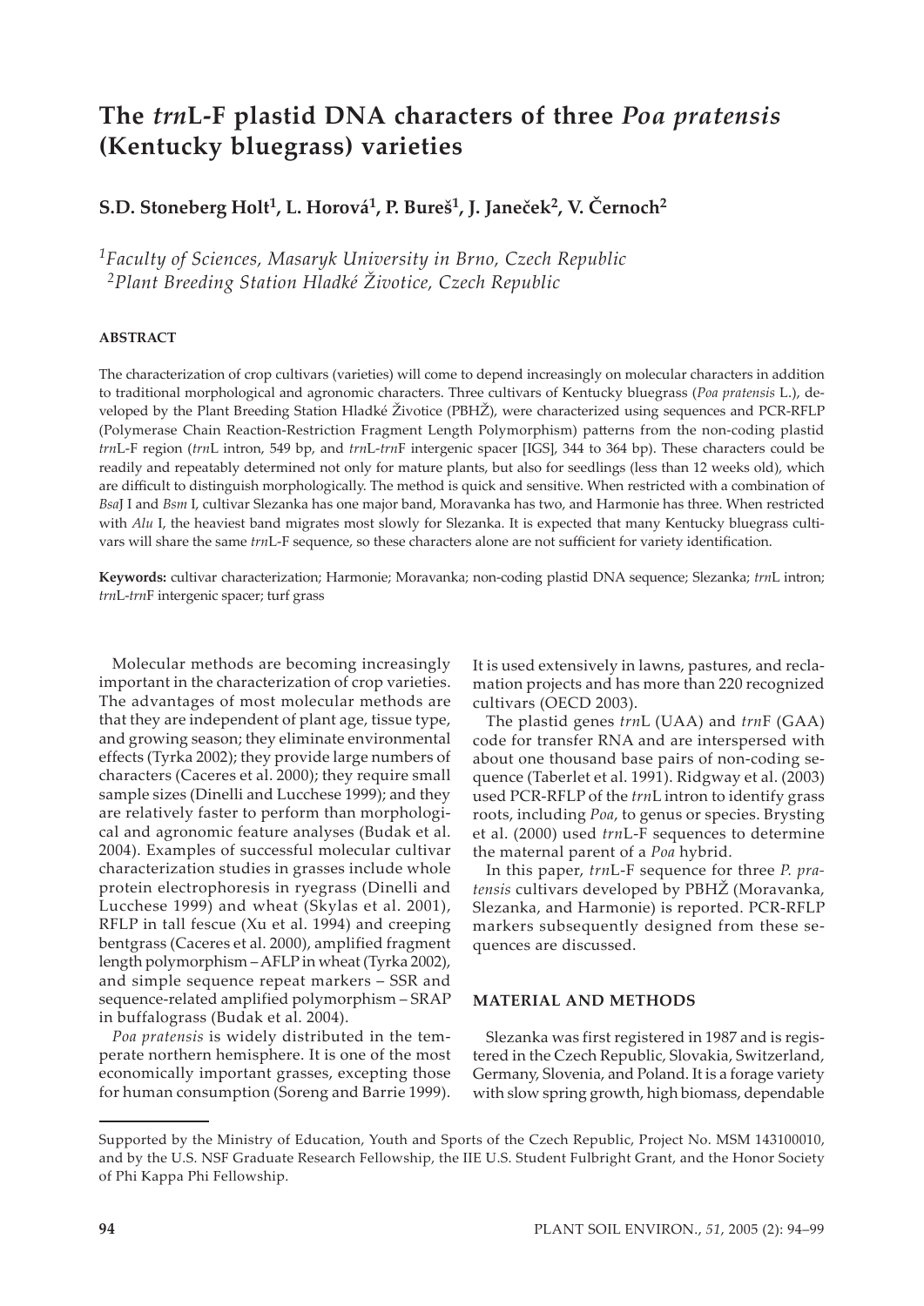# The *trn*L-F plastid DNA characters of three *Poa pratensis* (Kentucky bluegrass) varieties

**S.D. Stoneberg Holt[1], L. Horová[1], P. Bureš[1], J. Janeček[2], V. Černoch[2]**

*[1]Faculty of Sciences, Masaryk University in Brno, Czech Republic*
*[2]Plant Breeding Station Hladké Životice, Czech Republic*

#### ABSTRACT

The characterization of crop cultivars (varieties) will come to depend increasingly on molecular characters in addition to traditional morphological and agronomic characters. Three cultivars of Kentucky bluegrass (*Poa pratensis* L.), developed by the Plant Breeding Station Hladké Životice (PBHŽ), were characterized using sequences and PCR-RFLP (Polymerase Chain Reaction-Restriction Fragment Length Polymorphism) patterns from the non-coding plastid *trn*L-F region (*trn*L intron, 549 bp, and *trn*L-*trn*F intergenic spacer [IGS], 344 to 364 bp). These characters could be readily and repeatably determined not only for mature plants, but also for seedlings (less than 12 weeks old), which are difficult to distinguish morphologically. The method is quick and sensitive. When restricted with a combination of *Bsa*J I and *Bsm* I, cultivar Slezanka has one major band, Moravanka has two, and Harmonie has three. When restricted with *Alu* I, the heaviest band migrates most slowly for Slezanka. It is expected that many Kentucky bluegrass cultivars will share the same *trn*L-F sequence, so these characters alone are not sufficient for variety identification.

**Keywords:** cultivar characterization; Harmonie; Moravanka; non-coding plastid DNA sequence; Slezanka; *trn*L intron; *trn*L-*trn*F intergenic spacer; turf grass

Molecular methods are becoming increasingly important in the characterization of crop varieties. The advantages of most molecular methods are that they are independent of plant age, tissue type, and growing season; they eliminate environmental effects (Tyrka 2002); they provide large numbers of characters (Caceres et al. 2000); they require small sample sizes (Dinelli and Lucchese 1999); and they are relatively faster to perform than morphological and agronomic feature analyses (Budak et al. 2004). Examples of successful molecular cultivar characterization studies in grasses include whole protein electrophoresis in ryegrass (Dinelli and Lucchese 1999) and wheat (Skylas et al. 2001), RFLP in tall fescue (Xu et al. 1994) and creeping bentgrass (Caceres et al. 2000), amplified fragment length polymorphism – AFLP in wheat (Tyrka 2002), and simple sequence repeat markers – SSR and sequence-related amplified polymorphism – SRAP in buffalograss (Budak et al. 2004).

*Poa pratensis* is widely distributed in the temperate northern hemisphere. It is one of the most economically important grasses, excepting those for human consumption (Soreng and Barrie 1999). It is used extensively in lawns, pastures, and reclamation projects and has more than 220 recognized cultivars (OECD 2003).

The plastid genes *trn*L (UAA) and *trn*F (GAA) code for transfer RNA and are interspersed with about one thousand base pairs of non-coding sequence (Taberlet et al. 1991). Ridgway et al. (2003) used PCR-RFLP of the *trn*L intron to identify grass roots, including *Poa*, to genus or species. Brysting et al. (2000) used *trn*L-F sequences to determine the maternal parent of a *Poa* hybrid.

In this paper, *trn*L-F sequence for three *P. pratensis* cultivars developed by PBHŽ (Moravanka, Slezanka, and Harmonie) is reported. PCR-RFLP markers subsequently designed from these sequences are discussed.

#### MATERIAL AND METHODS

Slezanka was first registered in 1987 and is registered in the Czech Republic, Slovakia, Switzerland, Germany, Slovenia, and Poland. It is a forage variety with slow spring growth, high biomass, dependable

---

Supported by the Ministry of Education, Youth and Sports of the Czech Republic, Project No. MSM 143100010, and by the U.S. NSF Graduate Research Fellowship, the IIE U.S. Student Fulbright Grant, and the Honor Society of Phi Kappa Phi Fellowship.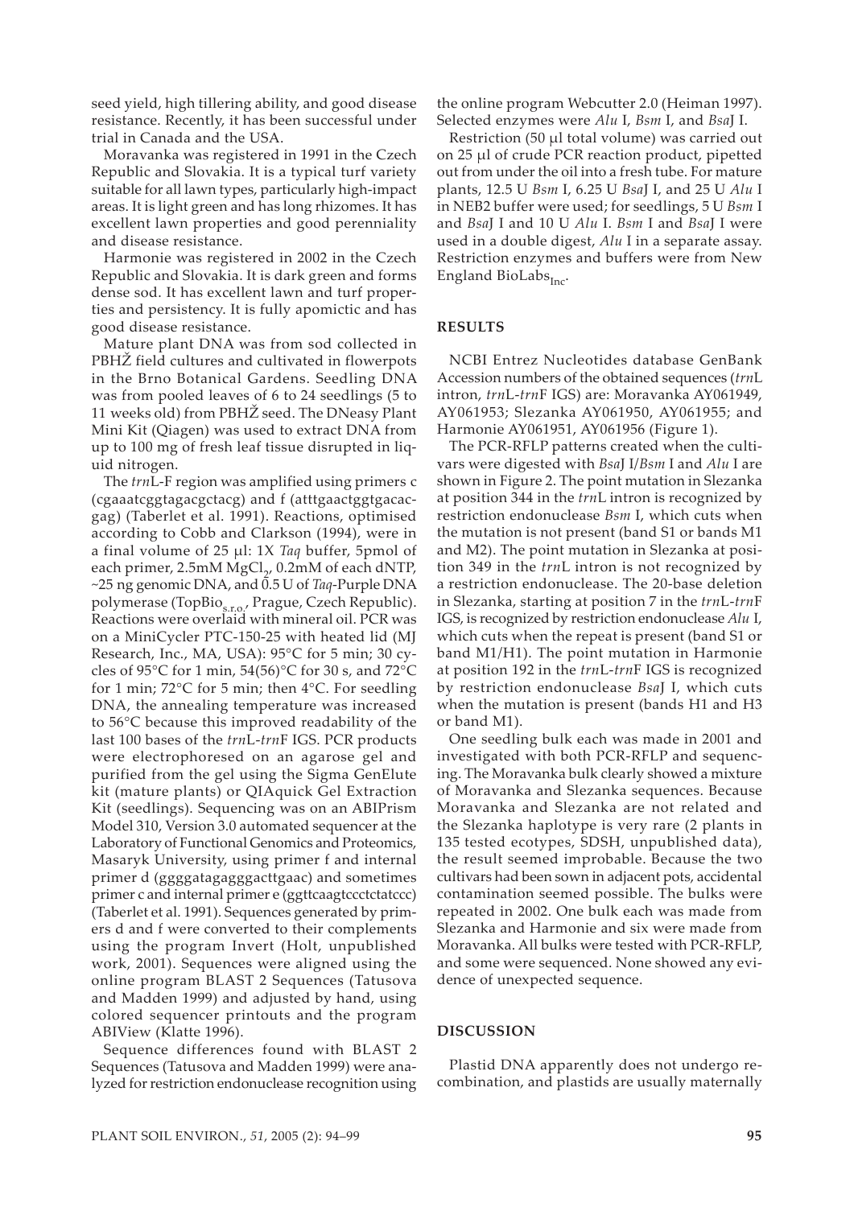seed yield, high tillering ability, and good disease resistance. Recently, it has been successful under trial in Canada and the USA.

Moravanka was registered in 1991 in the Czech Republic and Slovakia. It is a typical turf variety suitable for all lawn types, particularly high-impact areas. It is light green and has long rhizomes. It has excellent lawn properties and good perenniality and disease resistance.

Harmonie was registered in 2002 in the Czech Republic and Slovakia. It is dark green and forms dense sod. It has excellent lawn and turf properties and persistency. It is fully apomictic and has good disease resistance.

Mature plant DNA was from sod collected in PBHŽ field cultures and cultivated in flowerpots in the Brno Botanical Gardens. Seedling DNA was from pooled leaves of 6 to 24 seedlings (5 to 11 weeks old) from PBHŽ seed. The DNeasy Plant Mini Kit (Qiagen) was used to extract DNA from up to 100 mg of fresh leaf tissue disrupted in liquid nitrogen.

The *trn*L-F region was amplified using primers c (cgaaatcggtagacgctacg) and f (atttgaactggtgacacgag) (Taberlet et al. 1991). Reactions, optimised according to Cobb and Clarkson (1994), were in a final volume of 25 µl: 1X *Taq* buffer, 5pmol of each primer, 2.5mM $MgCl_2$, 0.2mM of each dNTP, ~25 ng genomic DNA, and 0.5 U of *Taq*-Purple DNA polymerase ($TopBio_{s.r.o.}$, Prague, Czech Republic). Reactions were overlaid with mineral oil. PCR was on a MiniCycler PTC-150-25 with heated lid (MJ Research, Inc., MA, USA): 95°C for 5 min; 30 cycles of 95°C for 1 min, 54(56)°C for 30 s, and 72°C for 1 min; 72°C for 5 min; then 4°C. For seedling DNA, the annealing temperature was increased to 56°C because this improved readability of the last 100 bases of the *trn*L-*trn*F IGS. PCR products were electrophoresed on an agarose gel and purified from the gel using the Sigma GenElute kit (mature plants) or QIAquick Gel Extraction Kit (seedlings). Sequencing was on an ABIPrism Model 310, Version 3.0 automated sequencer at the Laboratory of Functional Genomics and Proteomics, Masaryk University, using primer f and internal primer d (ggggatagagggacttgaac) and sometimes primer c and internal primer e (ggttcaagtccctctatccc) (Taberlet et al. 1991). Sequences generated by primers d and f were converted to their complements using the program Invert (Holt, unpublished work, 2001). Sequences were aligned using the online program BLAST 2 Sequences (Tatusova and Madden 1999) and adjusted by hand, using colored sequencer printouts and the program ABIView (Klatte 1996).

Sequence differences found with BLAST 2 Sequences (Tatusova and Madden 1999) were analyzed for restriction endonuclease recognition using the online program Webcutter 2.0 (Heiman 1997). Selected enzymes were *Alu* I, *Bsm* I, and *Bsa*J I.

Restriction (50 µl total volume) was carried out on 25 µl of crude PCR reaction product, pipetted out from under the oil into a fresh tube. For mature plants, 12.5 U *Bsm* I, 6.25 U *Bsa*J I, and 25 U *Alu* I in NEB2 buffer were used; for seedlings, 5 U *Bsm* I and *Bsa*J I and 10 U *Alu* I. *Bsm* I and *Bsa*J I were used in a double digest, *Alu* I in a separate assay. Restriction enzymes and buffers were from New England $BioLabs_{Inc}$.

## RESULTS

NCBI Entrez Nucleotides database GenBank Accession numbers of the obtained sequences (*trn*L intron, *trn*L-*trn*F IGS) are: Moravanka AY061949, AY061953; Slezanka AY061950, AY061955; and Harmonie AY061951, AY061956 (Figure 1).

The PCR-RFLP patterns created when the cultivars were digested with *Bsa*J I/*Bsm* I and *Alu* I are shown in Figure 2. The point mutation in Slezanka at position 344 in the *trn*L intron is recognized by restriction endonuclease *Bsm* I, which cuts when the mutation is not present (band S1 or bands M1 and M2). The point mutation in Slezanka at position 349 in the *trn*L intron is not recognized by a restriction endonuclease. The 20-base deletion in Slezanka, starting at position 7 in the *trn*L-*trn*F IGS, is recognized by restriction endonuclease *Alu* I, which cuts when the repeat is present (band S1 or band M1/H1). The point mutation in Harmonie at position 192 in the *trn*L-*trn*F IGS is recognized by restriction endonuclease *Bsa*J I, which cuts when the mutation is present (bands H1 and H3 or band M1).

One seedling bulk each was made in 2001 and investigated with both PCR-RFLP and sequencing. The Moravanka bulk clearly showed a mixture of Moravanka and Slezanka sequences. Because Moravanka and Slezanka are not related and the Slezanka haplotype is very rare (2 plants in 135 tested ecotypes, SDSH, unpublished data), the result seemed improbable. Because the two cultivars had been sown in adjacent pots, accidental contamination seemed possible. The bulks were repeated in 2002. One bulk each was made from Slezanka and Harmonie and six were made from Moravanka. All bulks were tested with PCR-RFLP, and some were sequenced. None showed any evidence of unexpected sequence.

## DISCUSSION

Plastid DNA apparently does not undergo recombination, and plastids are usually maternally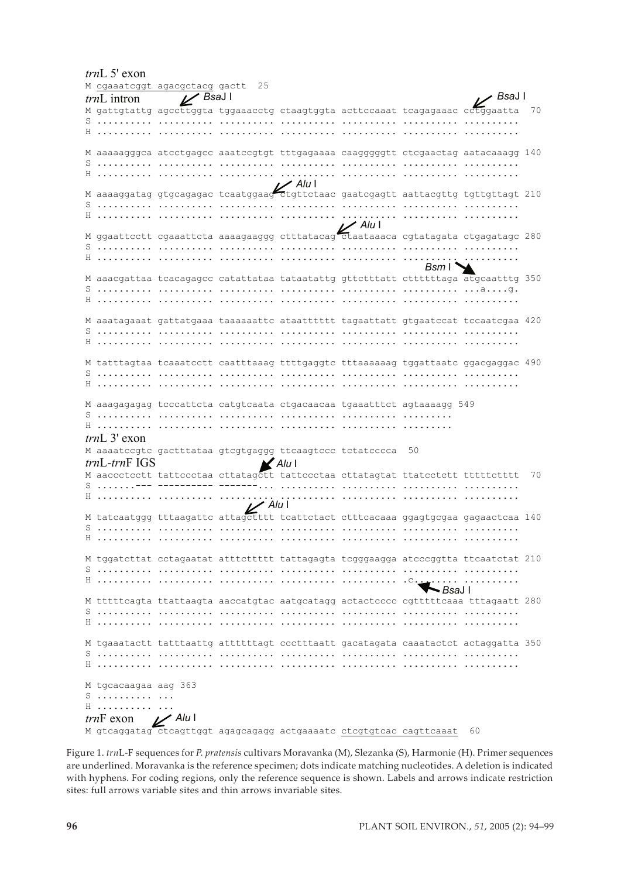*trn*L 5' exon

```
M cgaaatcggt agacgctacg gactt  25
```

*trn*L intron

```
            BsaJ I                                                        BsaJ I
M gattgtattg agccttggta tggaaacctg ctaagtggta acttccaaat tcagagaaac cctggaatta  70
S .......... .......... .......... .......... .......... .......... ..........
H .......... .......... .......... .......... .......... .......... ..........

M aaaaagggca atcctgagcc aaatccgtgt tttgagaaaa caagggggtt ctcgaactag aatacaaagg 140
S .......... .......... .......... .......... .......... .......... ..........
H .......... .......... .......... .......... .......... .......... ..........
                                          Alu I
M aaaaggatag gtgcagagac tcaatggaag ctgttctaac gaatcgagtt aattacgttg tgttgttagt 210
S .......... .......... .......... .......... .......... .......... ..........
H .......... .......... .......... .......... .......... .......... ..........
                                                      Alu I
M ggaattcctt cgaattcta aaaagaaggg ctttatacag ctaataaaca cgtatagata ctgagatagc 280
S .......... .......... .......... .......... .......... .......... ..........
H .......... .......... .......... .......... .......... .......... ..........
                                                                   Bsm I
M aaacgattaa tcacagagcc catattataa tataatattg gttctttatt cttttttaga atgcaatttg 350
S .......... .......... .......... .......... .......... .......... ...a....g.
H .......... .......... .......... .......... .......... .......... ..........

M aaatagaaat gattatgaaa taaaaaattc ataatttttt tagaattatt gtgaatccat tccaatcgaa 420
S .......... .......... .......... .......... .......... .......... ..........
H .......... .......... .......... .......... .......... .......... ..........

M tatttagtaa tcaaatcctt caatttaaag ttttgaggtc tttaaaaaag tggattaatc ggacgaggac 490
S .......... .......... .......... .......... .......... .......... ..........
H .......... .......... .......... .......... .......... .......... ..........

M aaagagagag tcccattcta catgtcaata ctgacaacaa tgaaatttct agtaaaagg 549
S .......... .......... .......... .......... .......... .........
H .......... .......... .......... .......... .......... .........
```

*trn*L 3' exon

```
M aaaatccgtc gactttataa gtcgtgaggg ttcaagtccc tctatcccca  50
```

*trn*L-*trn*F IGS

```
                                Alu I
M aaccctcctt tattccctaa cttatagctt tattccctaa cttatagtat ttatcctctt tttttctttt  70
S .......--- ---------- -------... .......... .......... .......... ..........
H .......... .......... .......... .......... .......... .......... ..........
                               Alu I
M tatcaatggg tttaagattc attagctttt tcattctact ctttcacaaa ggagtgcgaa gagaactcaa 140
S .......... .......... .......... .......... .......... .......... ..........
H .......... .......... .......... .......... .......... .......... ..........

M tggatcttat cctagaatat atttcttttt tattagagta tcgggaagga atcccggtta ttcaatctat 210
S .......... .......... .......... .......... .......... .......... ..........
H .......... .......... .......... .......... .......... .c........ ..........
                                                             BsaJ I
M tttttcagta ttattaagta aaccatgtac aatgcatagg actactcccc cgtttttcaaa tttagaatt 280
S .......... .......... .......... .......... .......... .......... ..........
H .......... .......... .......... .......... .......... .......... ..........

M tgaaatactt tatttaattg attttttagt ccctttaatt gacatagata caaatactct actaggatta 350
S .......... .......... .......... .......... .......... .......... ..........
H .......... .......... .......... .......... .......... .......... ..........

M tgcacaagaa aag 363
S .......... ...
H .......... ...
```

*trn*F exon

```
           Alu I
M gtcaggatag ctcagttggt agagcagagg actgaaaatc ctcgtgtcac cagttcaaat  60
```

Figure 1. *trn*L-F sequences for *P. pratensis* cultivars Moravanka (M), Slezanka (S), Harmonie (H). Primer sequences are underlined. Moravanka is the reference specimen; dots indicate matching nucleotides. A deletion is indicated with hyphens. For coding regions, only the reference sequence is shown. Labels and arrows indicate restriction sites: full arrows variable sites and thin arrows invariable sites.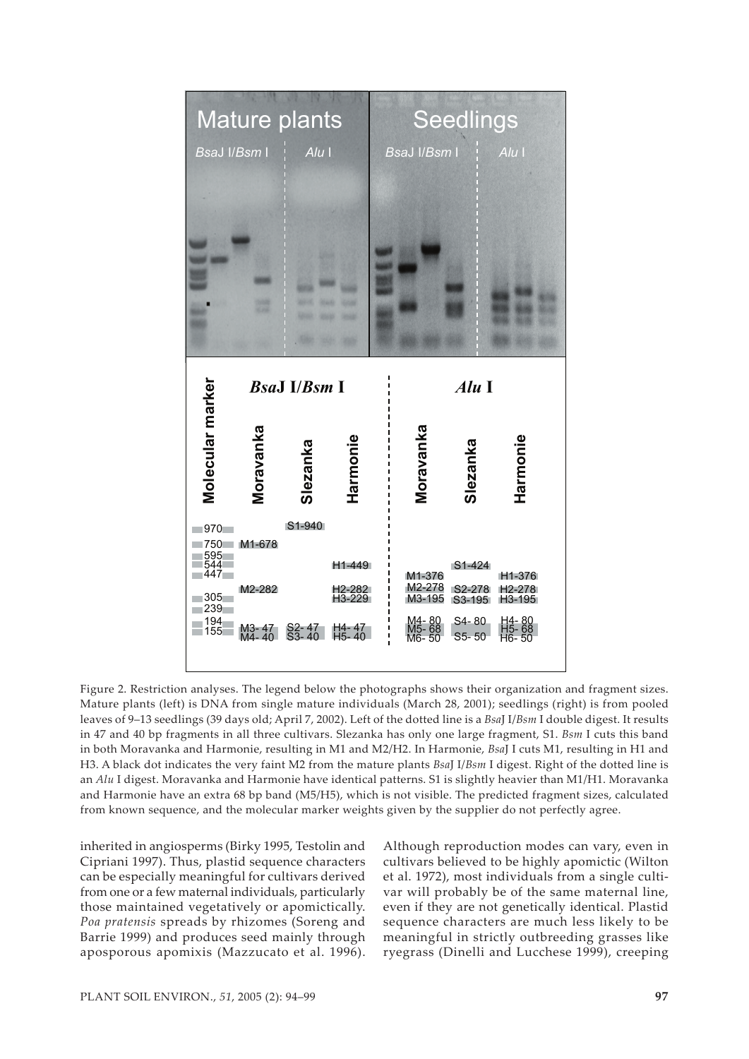Figure 2. Restriction analyses. The legend below the photographs shows their organization and fragment sizes. Mature plants (left) is DNA from single mature individuals (March 28, 2001); seedlings (right) is from pooled leaves of 9–13 seedlings (39 days old; April 7, 2002). Left of the dotted line is a *Bsa*J I/*Bsm* I double digest. It results in 47 and 40 bp fragments in all three cultivars. Slezanka has only one large fragment, S1. *Bsm* I cuts this band in both Moravanka and Harmonie, resulting in M1 and M2/H2. In Harmonie, *Bsa*J I cuts M1, resulting in H1 and H3. A black dot indicates the very faint M2 from the mature plants *Bsa*J I/*Bsm* I digest. Right of the dotted line is an *Alu* I digest. Moravanka and Harmonie have identical patterns. S1 is slightly heavier than M1/H1. Moravanka and Harmonie have an extra 68 bp band (M5/H5), which is not visible. The predicted fragment sizes, calculated from known sequence, and the molecular marker weights given by the supplier do not perfectly agree.

inherited in angiosperms (Birky 1995, Testolin and Cipriani 1997). Thus, plastid sequence characters can be especially meaningful for cultivars derived from one or a few maternal individuals, particularly those maintained vegetatively or apomictically. *Poa pratensis* spreads by rhizomes (Soreng and Barrie 1999) and produces seed mainly through aposporous apomixis (Mazzucato et al. 1996). Although reproduction modes can vary, even in cultivars believed to be highly apomictic (Wilton et al. 1972), most individuals from a single cultivar will probably be of the same maternal line, even if they are not genetically identical. Plastid sequence characters are much less likely to be meaningful in strictly outbreeding grasses like ryegrass (Dinelli and Lucchese 1999), creeping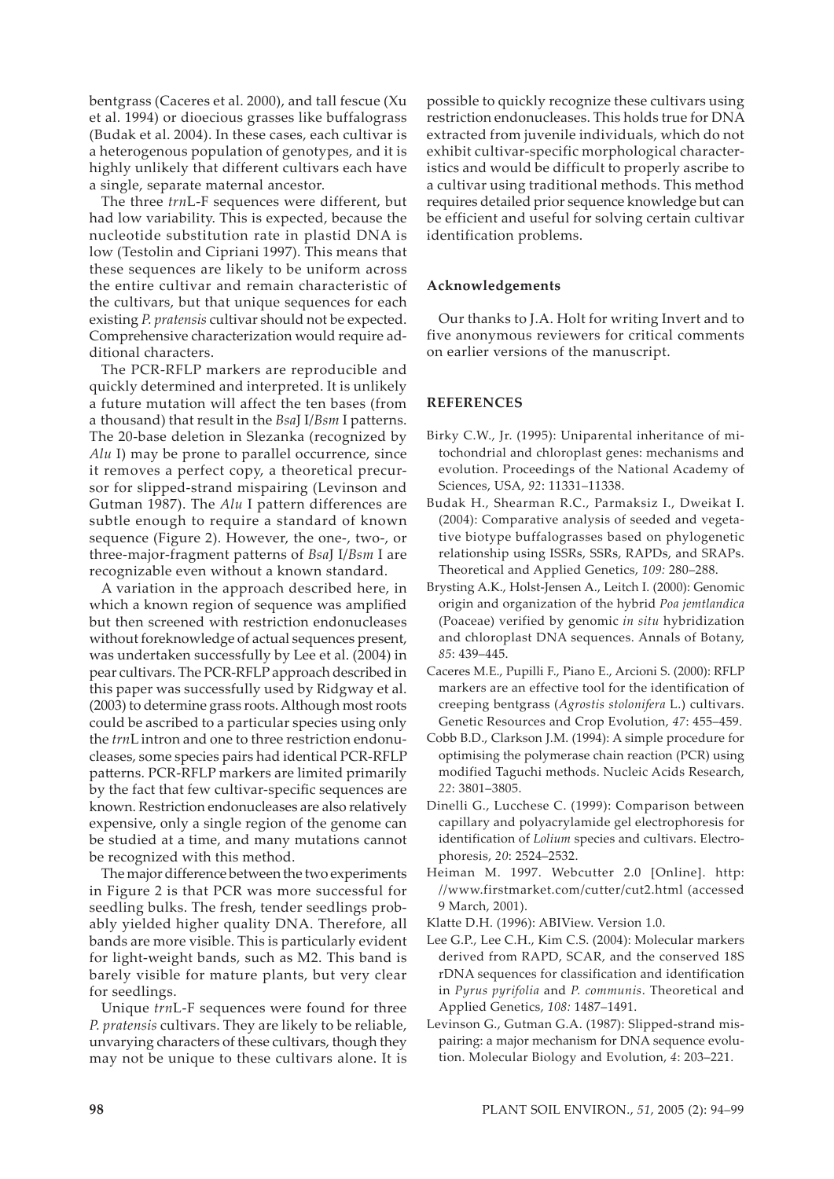bentgrass (Caceres et al. 2000), and tall fescue (Xu et al. 1994) or dioecious grasses like buffalograss (Budak et al. 2004). In these cases, each cultivar is a heterogenous population of genotypes, and it is highly unlikely that different cultivars each have a single, separate maternal ancestor.

The three *trn*L-F sequences were different, but had low variability. This is expected, because the nucleotide substitution rate in plastid DNA is low (Testolin and Cipriani 1997). This means that these sequences are likely to be uniform across the entire cultivar and remain characteristic of the cultivars, but that unique sequences for each existing *P. pratensis* cultivar should not be expected. Comprehensive characterization would require additional characters.

The PCR-RFLP markers are reproducible and quickly determined and interpreted. It is unlikely a future mutation will affect the ten bases (from a thousand) that result in the *Bsa*J I/*Bsm* I patterns. The 20-base deletion in Slezanka (recognized by *Alu* I) may be prone to parallel occurrence, since it removes a perfect copy, a theoretical precursor for slipped-strand mispairing (Levinson and Gutman 1987). The *Alu* I pattern differences are subtle enough to require a standard of known sequence (Figure 2). However, the one-, two-, or three-major-fragment patterns of *Bsa*J I/*Bsm* I are recognizable even without a known standard.

A variation in the approach described here, in which a known region of sequence was amplified but then screened with restriction endonucleases without foreknowledge of actual sequences present, was undertaken successfully by Lee et al. (2004) in pear cultivars. The PCR-RFLP approach described in this paper was successfully used by Ridgway et al. (2003) to determine grass roots. Although most roots could be ascribed to a particular species using only the *trn*L intron and one to three restriction endonucleases, some species pairs had identical PCR-RFLP patterns. PCR-RFLP markers are limited primarily by the fact that few cultivar-specific sequences are known. Restriction endonucleases are also relatively expensive, only a single region of the genome can be studied at a time, and many mutations cannot be recognized with this method.

The major difference between the two experiments in Figure 2 is that PCR was more successful for seedling bulks. The fresh, tender seedlings probably yielded higher quality DNA. Therefore, all bands are more visible. This is particularly evident for light-weight bands, such as M2. This band is barely visible for mature plants, but very clear for seedlings.

Unique *trn*L-F sequences were found for three *P. pratensis* cultivars. They are likely to be reliable, unvarying characters of these cultivars, though they may not be unique to these cultivars alone. It is possible to quickly recognize these cultivars using restriction endonucleases. This holds true for DNA extracted from juvenile individuals, which do not exhibit cultivar-specific morphological characteristics and would be difficult to properly ascribe to a cultivar using traditional methods. This method requires detailed prior sequence knowledge but can be efficient and useful for solving certain cultivar identification problems.

### Acknowledgements

Our thanks to J.A. Holt for writing Invert and to five anonymous reviewers for critical comments on earlier versions of the manuscript.

## REFERENCES

Birky C.W., Jr. (1995): Uniparental inheritance of mitochondrial and chloroplast genes: mechanisms and evolution. Proceedings of the National Academy of Sciences, USA, *92*: 11331–11338.

Budak H., Shearman R.C., Parmaksiz I., Dweikat I. (2004): Comparative analysis of seeded and vegetative biotype buffalograsses based on phylogenetic relationship using ISSRs, SSRs, RAPDs, and SRAPs. Theoretical and Applied Genetics, *109:* 280–288.

Brysting A.K., Holst-Jensen A., Leitch I. (2000): Genomic origin and organization of the hybrid *Poa jemtlandica* (Poaceae) verified by genomic *in situ* hybridization and chloroplast DNA sequences. Annals of Botany, *85*: 439–445.

Caceres M.E., Pupilli F., Piano E., Arcioni S. (2000): RFLP markers are an effective tool for the identification of creeping bentgrass (*Agrostis stolonifera* L.) cultivars. Genetic Resources and Crop Evolution, *47*: 455–459.

Cobb B.D., Clarkson J.M. (1994): A simple procedure for optimising the polymerase chain reaction (PCR) using modified Taguchi methods. Nucleic Acids Research, *22*: 3801–3805.

Dinelli G., Lucchese C. (1999): Comparison between capillary and polyacrylamide gel electrophoresis for identification of *Lolium* species and cultivars. Electrophoresis, *20*: 2524–2532.

Heiman M. 1997. Webcutter 2.0 [Online]. http://www.firstmarket.com/cutter/cut2.html (accessed 9 March, 2001).

Klatte D.H. (1996): ABIView. Version 1.0.

Lee G.P., Lee C.H., Kim C.S. (2004): Molecular markers derived from RAPD, SCAR, and the conserved 18S rDNA sequences for classification and identification in *Pyrus pyrifolia* and *P. communis*. Theoretical and Applied Genetics, *108:* 1487–1491.

Levinson G., Gutman G.A. (1987): Slipped-strand mispairing: a major mechanism for DNA sequence evolution. Molecular Biology and Evolution, *4*: 203–221.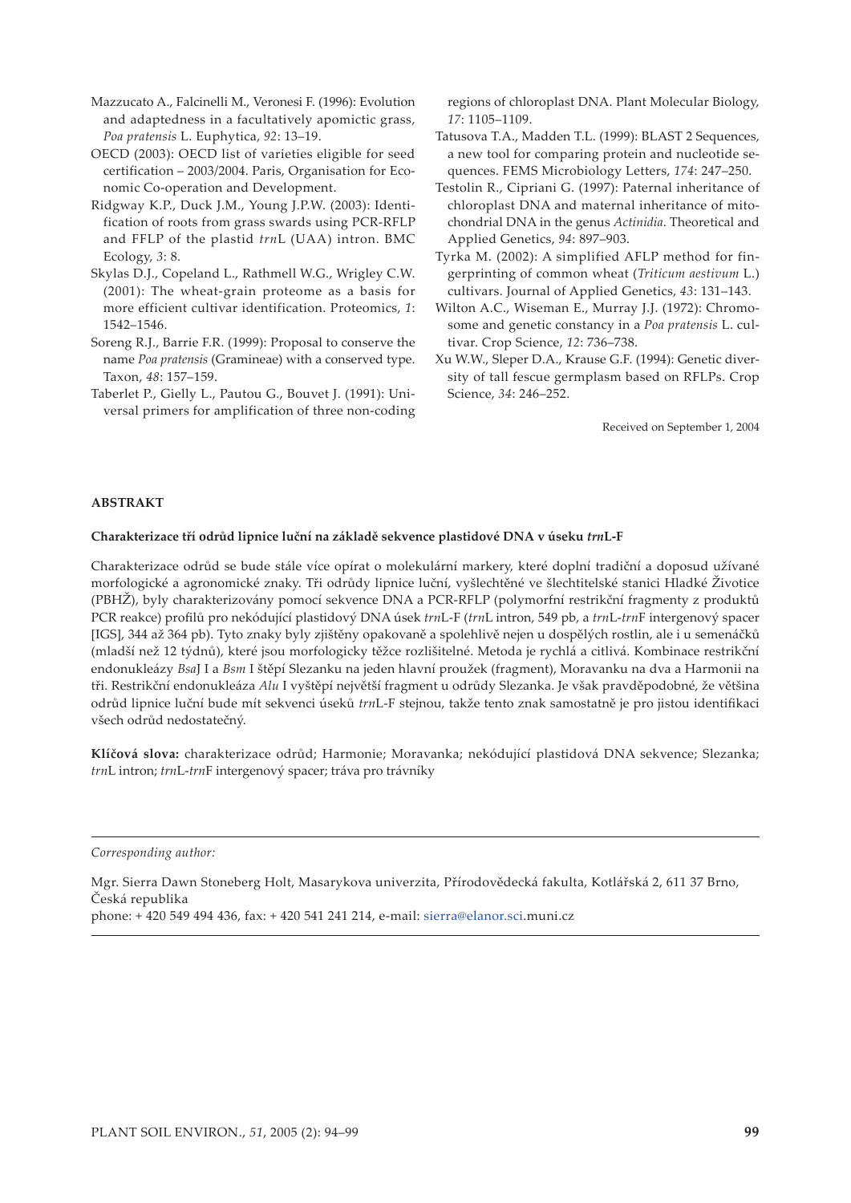Mazzucato A., Falcinelli M., Veronesi F. (1996): Evolution and adaptedness in a facultatively apomictic grass, *Poa pratensis* L. Euphytica, *92*: 13–19.

OECD (2003): OECD list of varieties eligible for seed certification – 2003/2004. Paris, Organisation for Economic Co-operation and Development.

Ridgway K.P., Duck J.M., Young J.P.W. (2003): Identification of roots from grass swards using PCR-RFLP and FFLP of the plastid *trn*L (UAA) intron. BMC Ecology, *3*: 8.

Skylas D.J., Copeland L., Rathmell W.G., Wrigley C.W. (2001): The wheat-grain proteome as a basis for more efficient cultivar identification. Proteomics, *1*: 1542–1546.

Soreng R.J., Barrie F.R. (1999): Proposal to conserve the name *Poa pratensis* (Gramineae) with a conserved type. Taxon, *48*: 157–159.

Taberlet P., Gielly L., Pautou G., Bouvet J. (1991): Universal primers for amplification of three non-coding regions of chloroplast DNA. Plant Molecular Biology, *17*: 1105–1109.

Tatusova T.A., Madden T.L. (1999): BLAST 2 Sequences, a new tool for comparing protein and nucleotide sequences. FEMS Microbiology Letters, *174*: 247–250.

Testolin R., Cipriani G. (1997): Paternal inheritance of chloroplast DNA and maternal inheritance of mitochondrial DNA in the genus *Actinidia*. Theoretical and Applied Genetics, *94*: 897–903.

Tyrka M. (2002): A simplified AFLP method for fingerprinting of common wheat (*Triticum aestivum* L.) cultivars. Journal of Applied Genetics, *43*: 131–143.

Wilton A.C., Wiseman E., Murray J.J. (1972): Chromosome and genetic constancy in a *Poa pratensis* L. cultivar. Crop Science, *12*: 736–738.

Xu W.W., Sleper D.A., Krause G.F. (1994): Genetic diversity of tall fescue germplasm based on RFLPs. Crop Science, *34*: 246–252.

Received on September 1, 2004

## ABSTRAKT

### Charakterizace tří odrůd lipnice luční na základě sekvence plastidové DNA v úseku *trn*L-F

Charakterizace odrůd se bude stále více opírat o molekulární markery, které doplní tradiční a doposud užívané morfologické a agronomické znaky. Tři odrůdy lipnice luční, vyšlechtěné ve šlechtitelské stanici Hladké Životice (PBHŽ), byly charakterizovány pomocí sekvence DNA a PCR-RFLP (polymorfní restrikční fragmenty z produktů PCR reakce) profilů pro nekódující plastidový DNA úsek *trn*L-F (*trn*L intron, 549 pb, a *trn*L-*trn*F intergenový spacer [IGS], 344 až 364 pb). Tyto znaky byly zjištěny opakovaně a spolehlivě nejen u dospělých rostlin, ale i u semenáčků (mladší než 12 týdnů), které jsou morfologicky těžce rozlišitelné. Metoda je rychlá a citlivá. Kombinace restrikční endonukleázy *Bsa*J I a *Bsm* I štěpí Slezanku na jeden hlavní proužek (fragment), Moravanku na dva a Harmonii na tři. Restrikční endonukleáza *Alu* I vyštěpí největší fragment u odrůdy Slezanka. Je však pravděpodobné, že většina odrůd lipnice luční bude mít sekvenci úseků *trn*L-F stejnou, takže tento znak samostatně je pro jistou identifikaci všech odrůd nedostatečný.

**Klíčová slova:** charakterizace odrůd; Harmonie; Moravanka; nekódující plastidová DNA sekvence; Slezanka; *trn*L intron; *trn*L-*trn*F intergenový spacer; tráva pro trávníky

---

*Corresponding author:*

Mgr. Sierra Dawn Stoneberg Holt, Masarykova univerzita, Přírodovědecká fakulta, Kotlářská 2, 611 37 Brno, Česká republika
phone: + 420 549 494 436, fax: + 420 541 241 214, e-mail: sierra@elanor.sci.muni.cz

---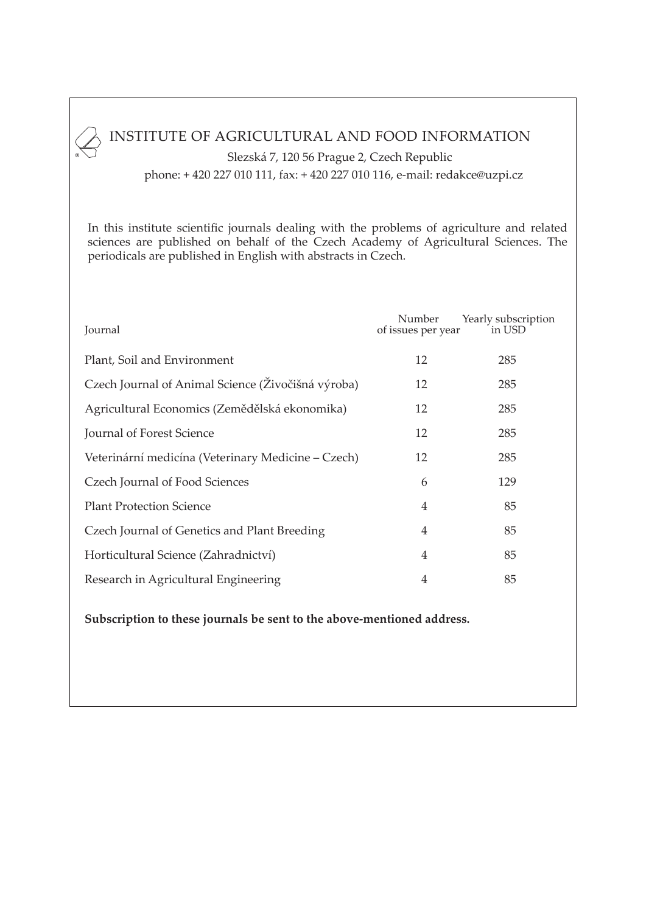# INSTITUTE OF AGRICULTURAL AND FOOD INFORMATION

Slezská 7, 120 56 Prague 2, Czech Republic

phone: + 420 227 010 111, fax: + 420 227 010 116, e-mail: redakce@uzpi.cz

In this institute scientific journals dealing with the problems of agriculture and related sciences are published on behalf of the Czech Academy of Agricultural Sciences. The periodicals are published in English with abstracts in Czech.

| Journal | Number of issues per year | Yearly subscription in USD |
|---|---|---|
| Plant, Soil and Environment | 12 | 285 |
| Czech Journal of Animal Science (Živočišná výroba) | 12 | 285 |
| Agricultural Economics (Zemědělská ekonomika) | 12 | 285 |
| Journal of Forest Science | 12 | 285 |
| Veterinární medicína (Veterinary Medicine – Czech) | 12 | 285 |
| Czech Journal of Food Sciences | 6 | 129 |
| Plant Protection Science | 4 | 85 |
| Czech Journal of Genetics and Plant Breeding | 4 | 85 |
| Horticultural Science (Zahradnictví) | 4 | 85 |
| Research in Agricultural Engineering | 4 | 85 |

**Subscription to these journals be sent to the above-mentioned address.**